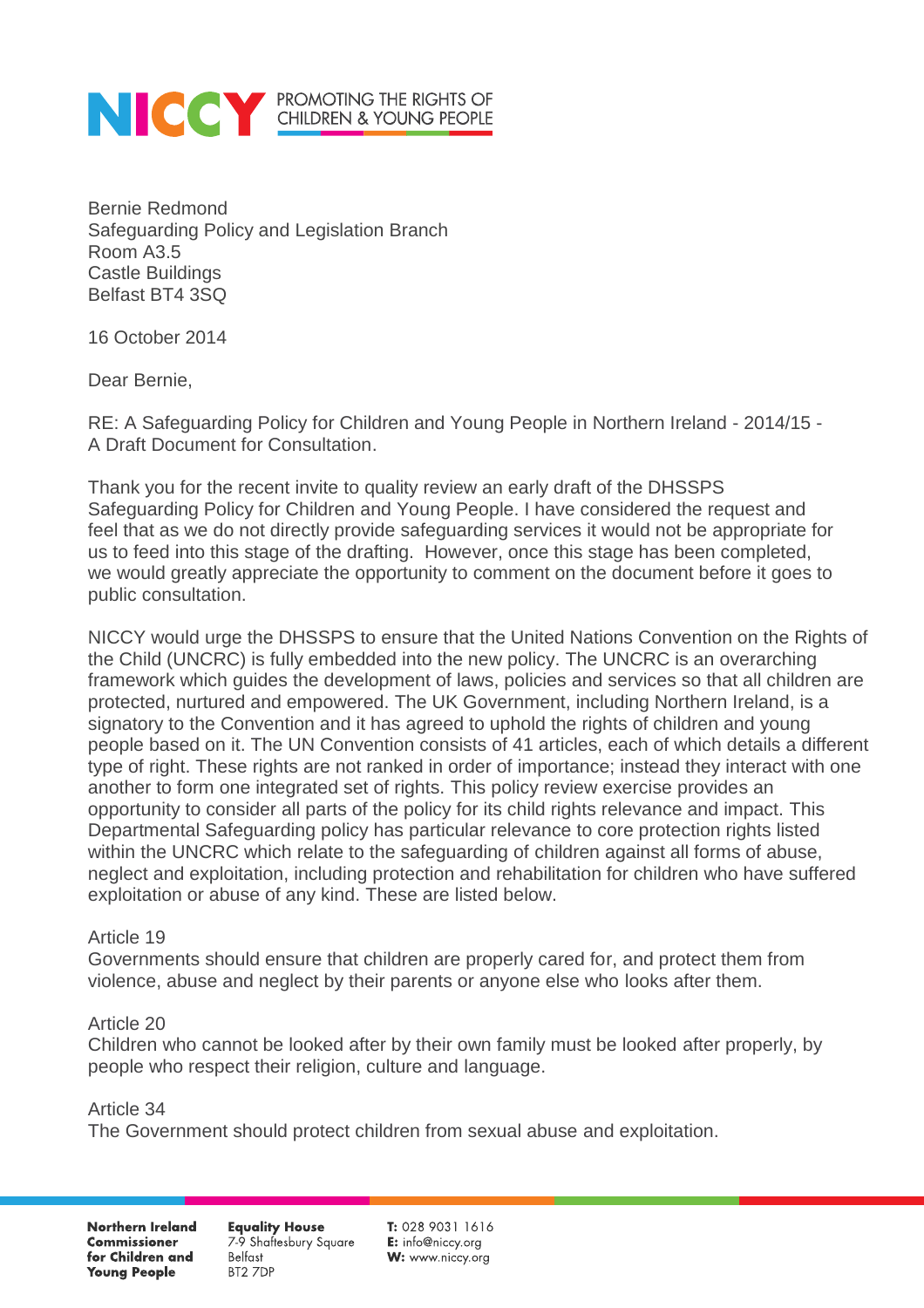**NICCY** PROMOTING THE RIGHTS OF CHILDREN & YOUNG PEOPLE

Bernie Redmond
Safeguarding Policy and Legislation Branch
Room A3.5
Castle Buildings
Belfast BT4 3SQ

16 October 2014

Dear Bernie,

RE: A Safeguarding Policy for Children and Young People in Northern Ireland - 2014/15 - A Draft Document for Consultation.

Thank you for the recent invite to quality review an early draft of the DHSSPS Safeguarding Policy for Children and Young People. I have considered the request and feel that as we do not directly provide safeguarding services it would not be appropriate for us to feed into this stage of the drafting. However, once this stage has been completed, we would greatly appreciate the opportunity to comment on the document before it goes to public consultation.

NICCY would urge the DHSSPS to ensure that the United Nations Convention on the Rights of the Child (UNCRC) is fully embedded into the new policy. The UNCRC is an overarching framework which guides the development of laws, policies and services so that all children are protected, nurtured and empowered. The UK Government, including Northern Ireland, is a signatory to the Convention and it has agreed to uphold the rights of children and young people based on it. The UN Convention consists of 41 articles, each of which details a different type of right. These rights are not ranked in order of importance; instead they interact with one another to form one integrated set of rights. This policy review exercise provides an opportunity to consider all parts of the policy for its child rights relevance and impact. This Departmental Safeguarding policy has particular relevance to core protection rights listed within the UNCRC which relate to the safeguarding of children against all forms of abuse, neglect and exploitation, including protection and rehabilitation for children who have suffered exploitation or abuse of any kind. These are listed below.

Article 19
Governments should ensure that children are properly cared for, and protect them from violence, abuse and neglect by their parents or anyone else who looks after them.

Article 20
Children who cannot be looked after by their own family must be looked after properly, by people who respect their religion, culture and language.

Article 34
The Government should protect children from sexual abuse and exploitation.

**Northern Ireland Commissioner for Children and Young People**
**Equality House**
7-9 Shaftesbury Square
Belfast
BT2 7DP

**T:** 028 9031 1616
**E:** info@niccy.org
**W:** www.niccy.org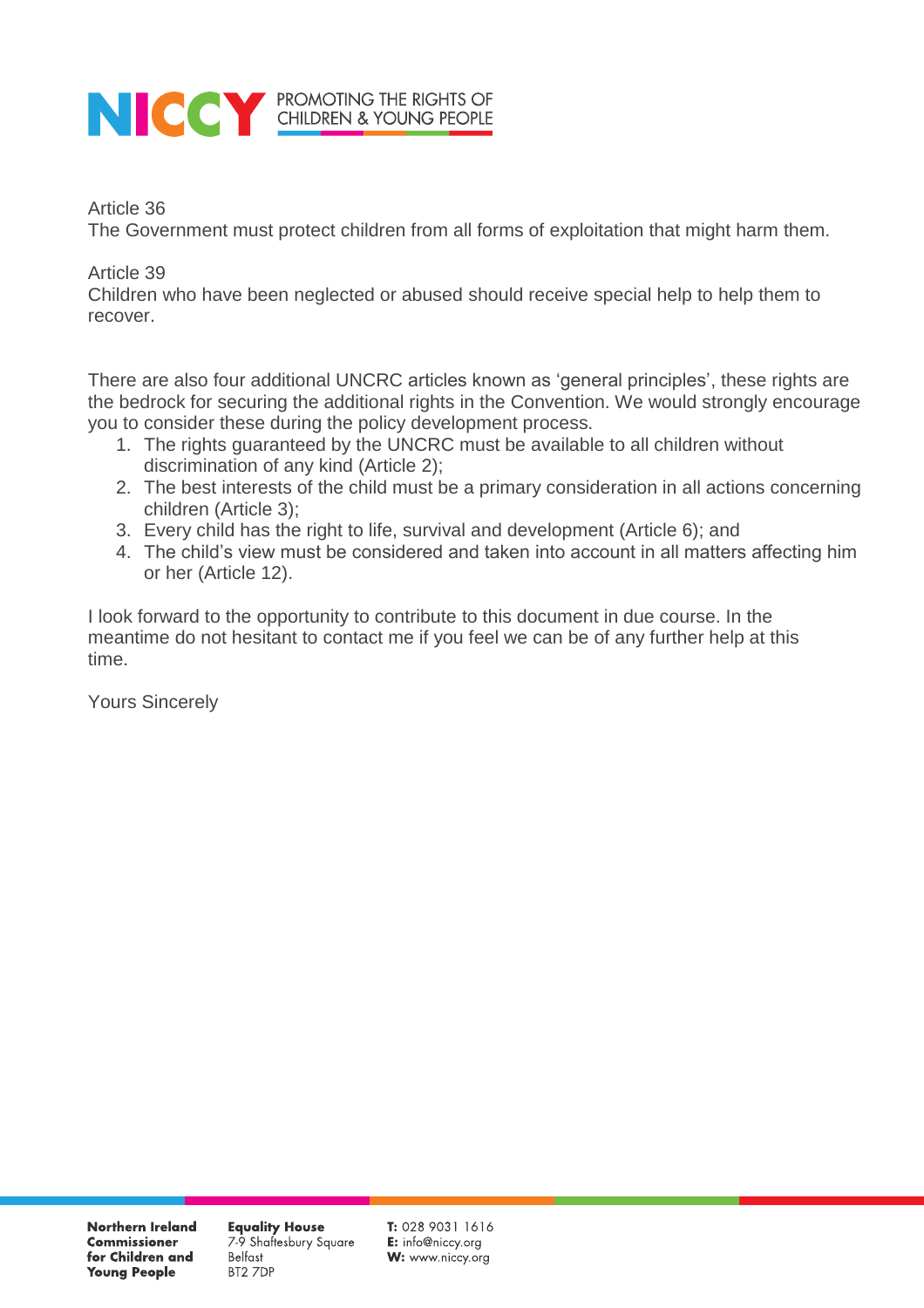Article 36
The Government must protect children from all forms of exploitation that might harm them.

Article 39
Children who have been neglected or abused should receive special help to help them to recover.

There are also four additional UNCRC articles known as 'general principles', these rights are the bedrock for securing the additional rights in the Convention. We would strongly encourage you to consider these during the policy development process.

1. The rights guaranteed by the UNCRC must be available to all children without discrimination of any kind (Article 2);
2. The best interests of the child must be a primary consideration in all actions concerning children (Article 3);
3. Every child has the right to life, survival and development (Article 6); and
4. The child's view must be considered and taken into account in all matters affecting him or her (Article 12).

I look forward to the opportunity to contribute to this document in due course. In the meantime do not hesitant to contact me if you feel we can be of any further help at this time.

Yours Sincerely